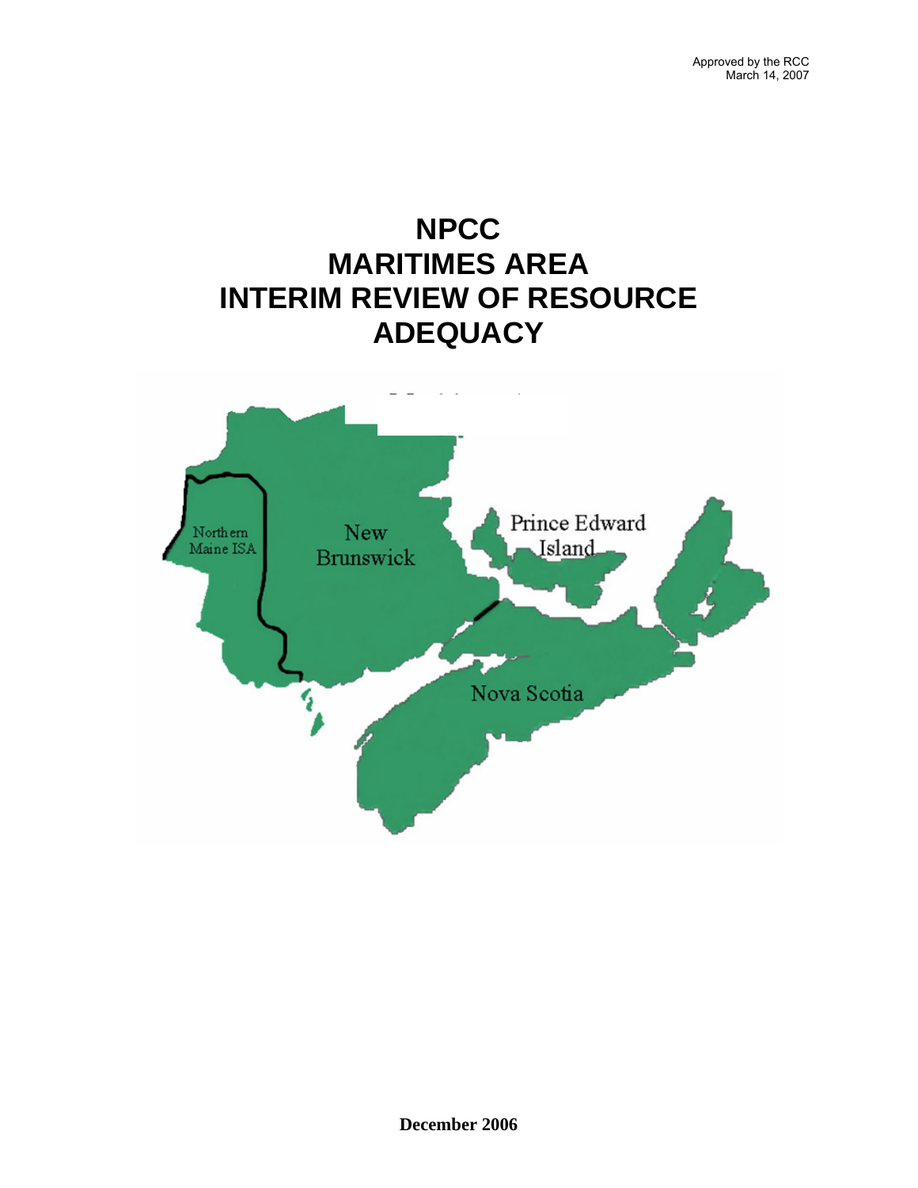Approved by the RCC
March 14, 2007

# NPCC MARITIMES AREA INTERIM REVIEW OF RESOURCE ADEQUACY

Northern Maine ISA

New Brunswick

Prince Edward Island

Nova Scotia

**December 2006**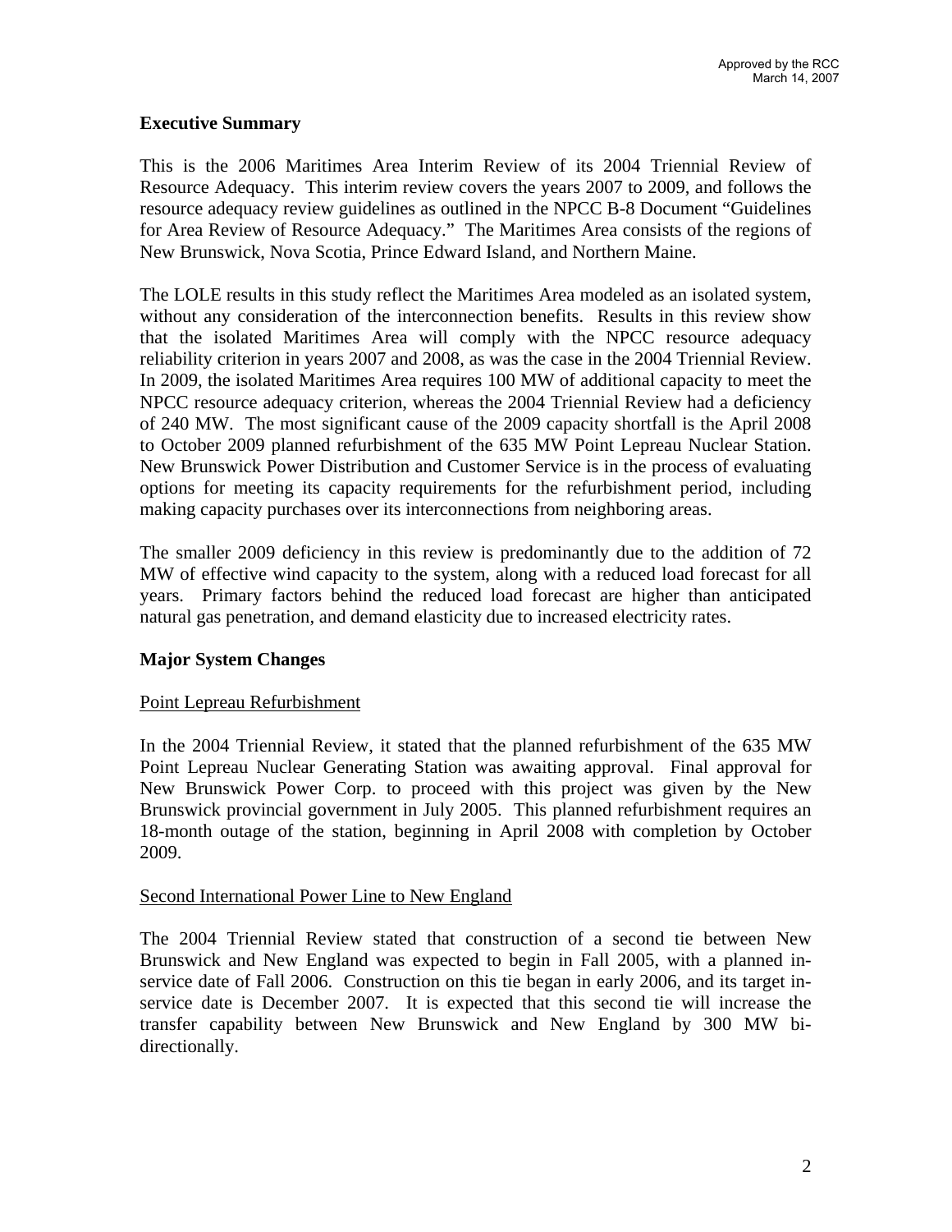Approved by the RCC
March 14, 2007

## Executive Summary

This is the 2006 Maritimes Area Interim Review of its 2004 Triennial Review of Resource Adequacy. This interim review covers the years 2007 to 2009, and follows the resource adequacy review guidelines as outlined in the NPCC B-8 Document "Guidelines for Area Review of Resource Adequacy." The Maritimes Area consists of the regions of New Brunswick, Nova Scotia, Prince Edward Island, and Northern Maine.

The LOLE results in this study reflect the Maritimes Area modeled as an isolated system, without any consideration of the interconnection benefits. Results in this review show that the isolated Maritimes Area will comply with the NPCC resource adequacy reliability criterion in years 2007 and 2008, as was the case in the 2004 Triennial Review. In 2009, the isolated Maritimes Area requires 100 MW of additional capacity to meet the NPCC resource adequacy criterion, whereas the 2004 Triennial Review had a deficiency of 240 MW. The most significant cause of the 2009 capacity shortfall is the April 2008 to October 2009 planned refurbishment of the 635 MW Point Lepreau Nuclear Station. New Brunswick Power Distribution and Customer Service is in the process of evaluating options for meeting its capacity requirements for the refurbishment period, including making capacity purchases over its interconnections from neighboring areas.

The smaller 2009 deficiency in this review is predominantly due to the addition of 72 MW of effective wind capacity to the system, along with a reduced load forecast for all years. Primary factors behind the reduced load forecast are higher than anticipated natural gas penetration, and demand elasticity due to increased electricity rates.

## Major System Changes

### Point Lepreau Refurbishment

In the 2004 Triennial Review, it stated that the planned refurbishment of the 635 MW Point Lepreau Nuclear Generating Station was awaiting approval. Final approval for New Brunswick Power Corp. to proceed with this project was given by the New Brunswick provincial government in July 2005. This planned refurbishment requires an 18-month outage of the station, beginning in April 2008 with completion by October 2009.

### Second International Power Line to New England

The 2004 Triennial Review stated that construction of a second tie between New Brunswick and New England was expected to begin in Fall 2005, with a planned in-service date of Fall 2006. Construction on this tie began in early 2006, and its target in-service date is December 2007. It is expected that this second tie will increase the transfer capability between New Brunswick and New England by 300 MW bi-directionally.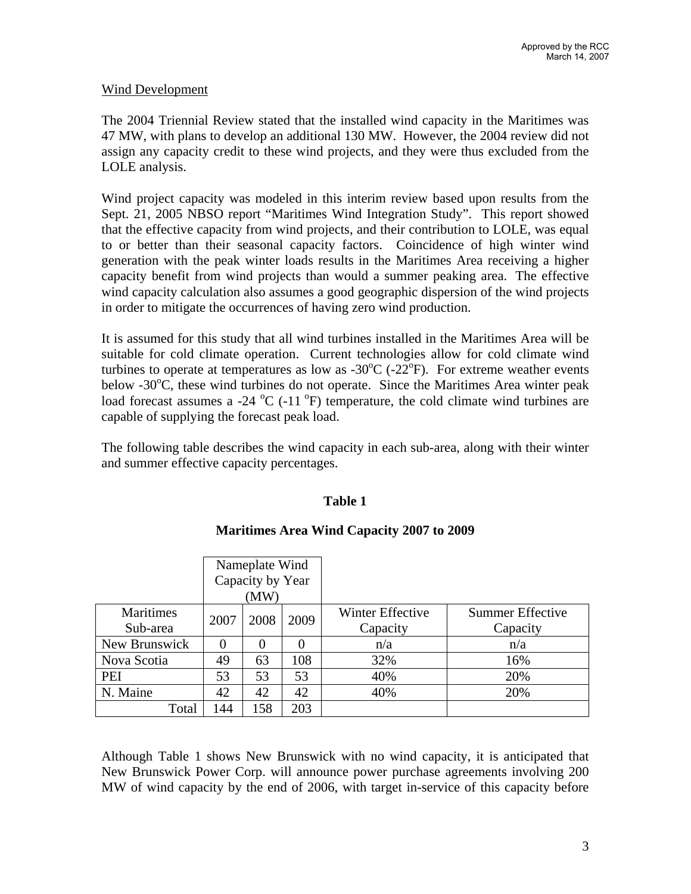Wind Development

The 2004 Triennial Review stated that the installed wind capacity in the Maritimes was 47 MW, with plans to develop an additional 130 MW. However, the 2004 review did not assign any capacity credit to these wind projects, and they were thus excluded from the LOLE analysis.

Wind project capacity was modeled in this interim review based upon results from the Sept. 21, 2005 NBSO report "Maritimes Wind Integration Study". This report showed that the effective capacity from wind projects, and their contribution to LOLE, was equal to or better than their seasonal capacity factors. Coincidence of high winter wind generation with the peak winter loads results in the Maritimes Area receiving a higher capacity benefit from wind projects than would a summer peaking area. The effective wind capacity calculation also assumes a good geographic dispersion of the wind projects in order to mitigate the occurrences of having zero wind production.

It is assumed for this study that all wind turbines installed in the Maritimes Area will be suitable for cold climate operation. Current technologies allow for cold climate wind turbines to operate at temperatures as low as -30°C (-22°F). For extreme weather events below -30°C, these wind turbines do not operate. Since the Maritimes Area winter peak load forecast assumes a -24 °C (-11 °F) temperature, the cold climate wind turbines are capable of supplying the forecast peak load.

The following table describes the wind capacity in each sub-area, along with their winter and summer effective capacity percentages.

**Table 1**

**Maritimes Area Wind Capacity 2007 to 2009**

| | Nameplate Wind Capacity by Year (MW) | | | | |
|---|---|---|---|---|---|
| Maritimes Sub-area | 2007 | 2008 | 2009 | Winter Effective Capacity | Summer Effective Capacity |
| New Brunswick | 0 | 0 | 0 | n/a | n/a |
| Nova Scotia | 49 | 63 | 108 | 32% | 16% |
| PEI | 53 | 53 | 53 | 40% | 20% |
| N. Maine | 42 | 42 | 42 | 40% | 20% |
| Total | 144 | 158 | 203 | | |

Although Table 1 shows New Brunswick with no wind capacity, it is anticipated that New Brunswick Power Corp. will announce power purchase agreements involving 200 MW of wind capacity by the end of 2006, with target in-service of this capacity before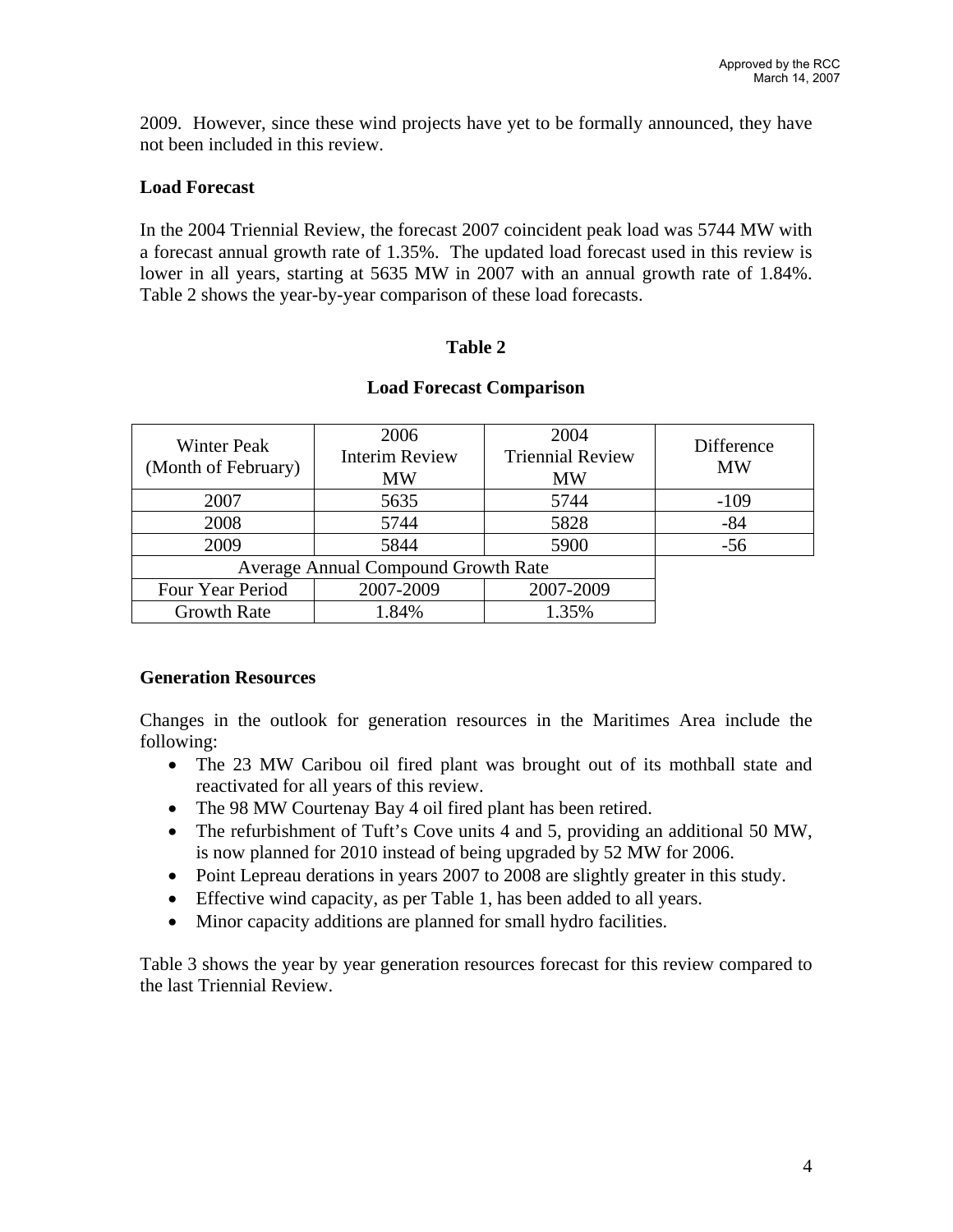2009. However, since these wind projects have yet to be formally announced, they have not been included in this review.

**Load Forecast**

In the 2004 Triennial Review, the forecast 2007 coincident peak load was 5744 MW with a forecast annual growth rate of 1.35%. The updated load forecast used in this review is lower in all years, starting at 5635 MW in 2007 with an annual growth rate of 1.84%. Table 2 shows the year-by-year comparison of these load forecasts.

**Table 2**

**Load Forecast Comparison**

| Winter Peak (Month of February) | 2006 Interim Review MW | 2004 Triennial Review MW | Difference MW |
|---|---|---|---|
| 2007 | 5635 | 5744 | -109 |
| 2008 | 5744 | 5828 | -84 |
| 2009 | 5844 | 5900 | -56 |
| Average Annual Compound Growth Rate | | | |
| Four Year Period | 2007-2009 | 2007-2009 | |
| Growth Rate | 1.84% | 1.35% | |

**Generation Resources**

Changes in the outlook for generation resources in the Maritimes Area include the following:

- The 23 MW Caribou oil fired plant was brought out of its mothball state and reactivated for all years of this review.
- The 98 MW Courtenay Bay 4 oil fired plant has been retired.
- The refurbishment of Tuft's Cove units 4 and 5, providing an additional 50 MW, is now planned for 2010 instead of being upgraded by 52 MW for 2006.
- Point Lepreau derations in years 2007 to 2008 are slightly greater in this study.
- Effective wind capacity, as per Table 1, has been added to all years.
- Minor capacity additions are planned for small hydro facilities.

Table 3 shows the year by year generation resources forecast for this review compared to the last Triennial Review.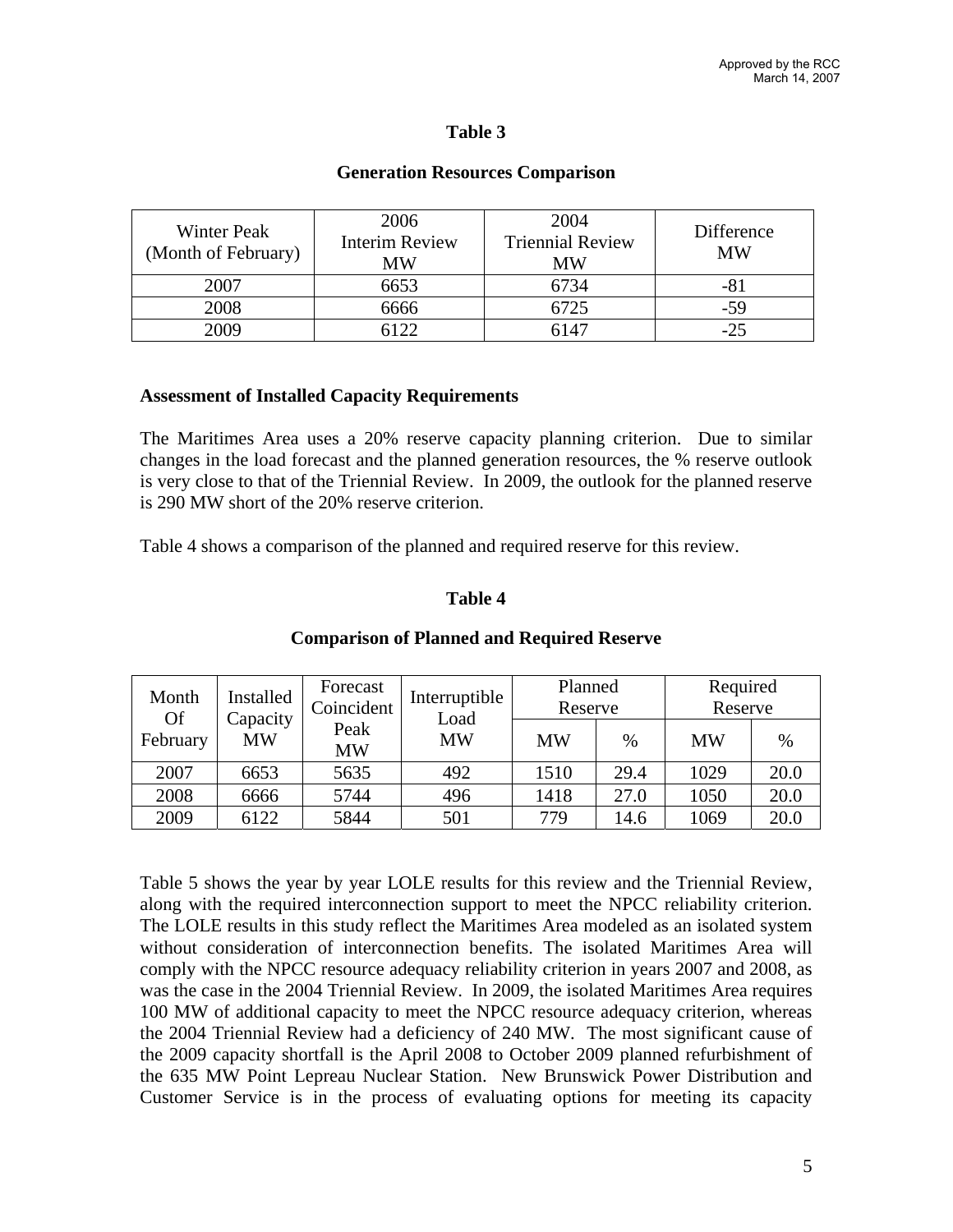**Table 3**

**Generation Resources Comparison**

| Winter Peak (Month of February) | 2006 Interim Review MW | 2004 Triennial Review MW | Difference MW |
|---|---|---|---|
| 2007 | 6653 | 6734 | -81 |
| 2008 | 6666 | 6725 | -59 |
| 2009 | 6122 | 6147 | -25 |

**Assessment of Installed Capacity Requirements**

The Maritimes Area uses a 20% reserve capacity planning criterion. Due to similar changes in the load forecast and the planned generation resources, the % reserve outlook is very close to that of the Triennial Review. In 2009, the outlook for the planned reserve is 290 MW short of the 20% reserve criterion.

Table 4 shows a comparison of the planned and required reserve for this review.

**Table 4**

**Comparison of Planned and Required Reserve**

| Month Of February | Installed Capacity MW | Forecast Coincident Peak MW | Interruptible Load MW | Planned Reserve | | Required Reserve | |
|---|---|---|---|---|---|---|---|
| | | | | MW | % | MW | % |
| 2007 | 6653 | 5635 | 492 | 1510 | 29.4 | 1029 | 20.0 |
| 2008 | 6666 | 5744 | 496 | 1418 | 27.0 | 1050 | 20.0 |
| 2009 | 6122 | 5844 | 501 | 779 | 14.6 | 1069 | 20.0 |

Table 5 shows the year by year LOLE results for this review and the Triennial Review, along with the required interconnection support to meet the NPCC reliability criterion. The LOLE results in this study reflect the Maritimes Area modeled as an isolated system without consideration of interconnection benefits. The isolated Maritimes Area will comply with the NPCC resource adequacy reliability criterion in years 2007 and 2008, as was the case in the 2004 Triennial Review. In 2009, the isolated Maritimes Area requires 100 MW of additional capacity to meet the NPCC resource adequacy criterion, whereas the 2004 Triennial Review had a deficiency of 240 MW. The most significant cause of the 2009 capacity shortfall is the April 2008 to October 2009 planned refurbishment of the 635 MW Point Lepreau Nuclear Station. New Brunswick Power Distribution and Customer Service is in the process of evaluating options for meeting its capacity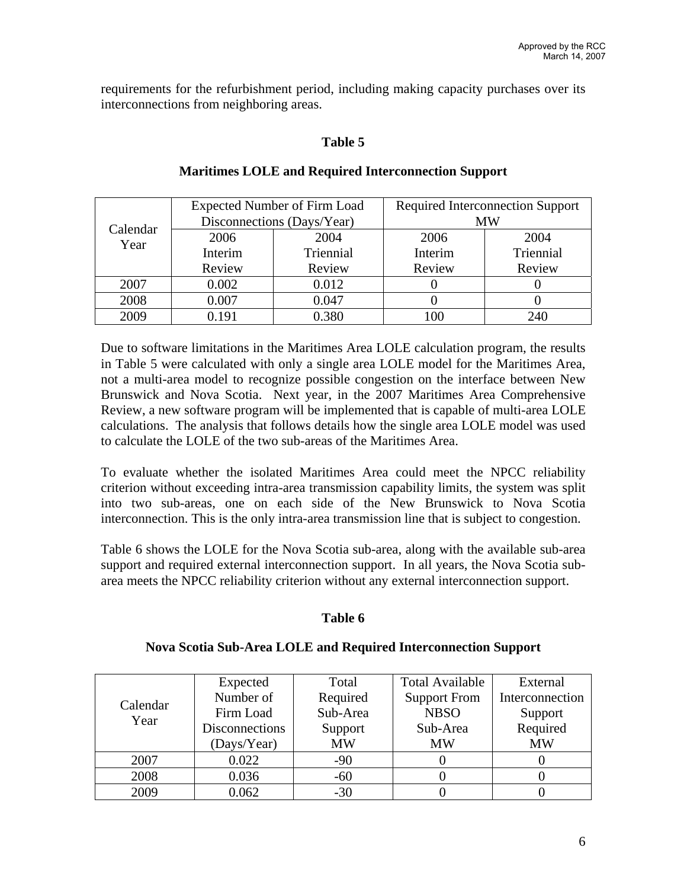requirements for the refurbishment period, including making capacity purchases over its interconnections from neighboring areas.

**Table 5**

**Maritimes LOLE and Required Interconnection Support**

| Calendar Year | Expected Number of Firm Load Disconnections (Days/Year) | | Required Interconnection Support MW | |
|---|---|---|---|---|
| | 2006 Interim Review | 2004 Triennial Review | 2006 Interim Review | 2004 Triennial Review |
| 2007 | 0.002 | 0.012 | 0 | 0 |
| 2008 | 0.007 | 0.047 | 0 | 0 |
| 2009 | 0.191 | 0.380 | 100 | 240 |

Due to software limitations in the Maritimes Area LOLE calculation program, the results in Table 5 were calculated with only a single area LOLE model for the Maritimes Area, not a multi-area model to recognize possible congestion on the interface between New Brunswick and Nova Scotia. Next year, in the 2007 Maritimes Area Comprehensive Review, a new software program will be implemented that is capable of multi-area LOLE calculations. The analysis that follows details how the single area LOLE model was used to calculate the LOLE of the two sub-areas of the Maritimes Area.

To evaluate whether the isolated Maritimes Area could meet the NPCC reliability criterion without exceeding intra-area transmission capability limits, the system was split into two sub-areas, one on each side of the New Brunswick to Nova Scotia interconnection. This is the only intra-area transmission line that is subject to congestion.

Table 6 shows the LOLE for the Nova Scotia sub-area, along with the available sub-area support and required external interconnection support. In all years, the Nova Scotia sub-area meets the NPCC reliability criterion without any external interconnection support.

**Table 6**

**Nova Scotia Sub-Area LOLE and Required Interconnection Support**

| Calendar Year | Expected Number of Firm Load Disconnections (Days/Year) | Total Required Sub-Area Support MW | Total Available Support From NBSO Sub-Area MW | External Interconnection Support Required MW |
|---|---|---|---|---|
| 2007 | 0.022 | -90 | 0 | 0 |
| 2008 | 0.036 | -60 | 0 | 0 |
| 2009 | 0.062 | -30 | 0 | 0 |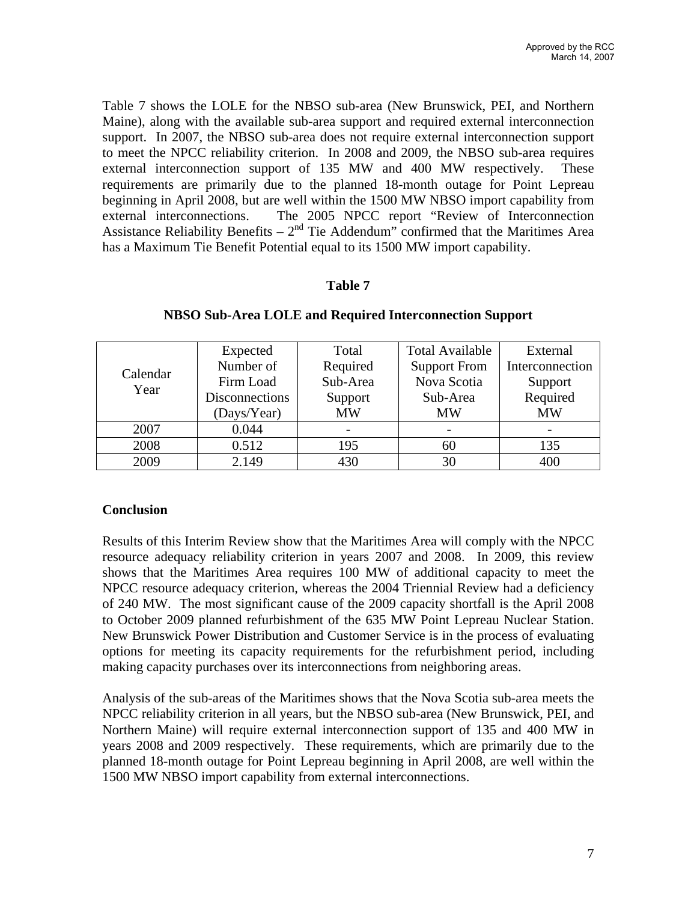Table 7 shows the LOLE for the NBSO sub-area (New Brunswick, PEI, and Northern Maine), along with the available sub-area support and required external interconnection support. In 2007, the NBSO sub-area does not require external interconnection support to meet the NPCC reliability criterion. In 2008 and 2009, the NBSO sub-area requires external interconnection support of 135 MW and 400 MW respectively. These requirements are primarily due to the planned 18-month outage for Point Lepreau beginning in April 2008, but are well within the 1500 MW NBSO import capability from external interconnections. The 2005 NPCC report "Review of Interconnection Assistance Reliability Benefits – 2nd Tie Addendum" confirmed that the Maritimes Area has a Maximum Tie Benefit Potential equal to its 1500 MW import capability.

**Table 7**

**NBSO Sub-Area LOLE and Required Interconnection Support**

| Calendar Year | Expected Number of Firm Load Disconnections (Days/Year) | Total Required Sub-Area Support MW | Total Available Support From Nova Scotia Sub-Area MW | External Interconnection Support Required MW |
|---|---|---|---|---|
| 2007 | 0.044 | - | - | - |
| 2008 | 0.512 | 195 | 60 | 135 |
| 2009 | 2.149 | 430 | 30 | 400 |

## Conclusion

Results of this Interim Review show that the Maritimes Area will comply with the NPCC resource adequacy reliability criterion in years 2007 and 2008. In 2009, this review shows that the Maritimes Area requires 100 MW of additional capacity to meet the NPCC resource adequacy criterion, whereas the 2004 Triennial Review had a deficiency of 240 MW. The most significant cause of the 2009 capacity shortfall is the April 2008 to October 2009 planned refurbishment of the 635 MW Point Lepreau Nuclear Station. New Brunswick Power Distribution and Customer Service is in the process of evaluating options for meeting its capacity requirements for the refurbishment period, including making capacity purchases over its interconnections from neighboring areas.

Analysis of the sub-areas of the Maritimes shows that the Nova Scotia sub-area meets the NPCC reliability criterion in all years, but the NBSO sub-area (New Brunswick, PEI, and Northern Maine) will require external interconnection support of 135 and 400 MW in years 2008 and 2009 respectively. These requirements, which are primarily due to the planned 18-month outage for Point Lepreau beginning in April 2008, are well within the 1500 MW NBSO import capability from external interconnections.